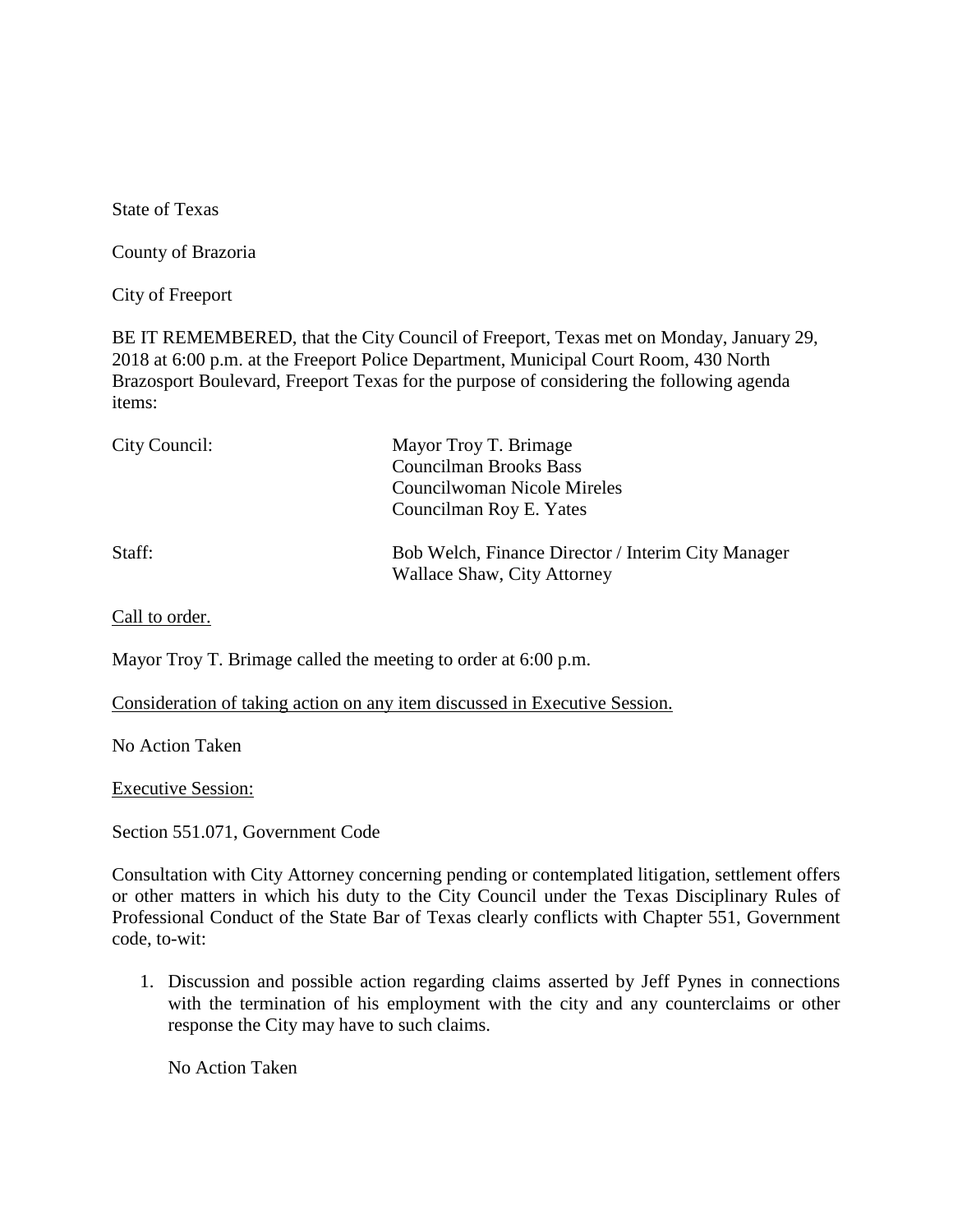State of Texas

County of Brazoria

City of Freeport

BE IT REMEMBERED, that the City Council of Freeport, Texas met on Monday, January 29, 2018 at 6:00 p.m. at the Freeport Police Department, Municipal Court Room, 430 North Brazosport Boulevard, Freeport Texas for the purpose of considering the following agenda items:

| | |
|---|---|
| City Council: | Mayor Troy T. Brimage<br>Councilman Brooks Bass<br>Councilwoman Nicole Mireles<br>Councilman Roy E. Yates |
| Staff: | Bob Welch, Finance Director / Interim City Manager<br>Wallace Shaw, City Attorney |

<u>Call to order.</u>

Mayor Troy T. Brimage called the meeting to order at 6:00 p.m.

<u>Consideration of taking action on any item discussed in Executive Session.</u>

No Action Taken

<u>Executive Session:</u>

Section 551.071, Government Code

Consultation with City Attorney concerning pending or contemplated litigation, settlement offers or other matters in which his duty to the City Council under the Texas Disciplinary Rules of Professional Conduct of the State Bar of Texas clearly conflicts with Chapter 551, Government code, to-wit:

1. Discussion and possible action regarding claims asserted by Jeff Pynes in connections with the termination of his employment with the city and any counterclaims or other response the City may have to such claims.

   No Action Taken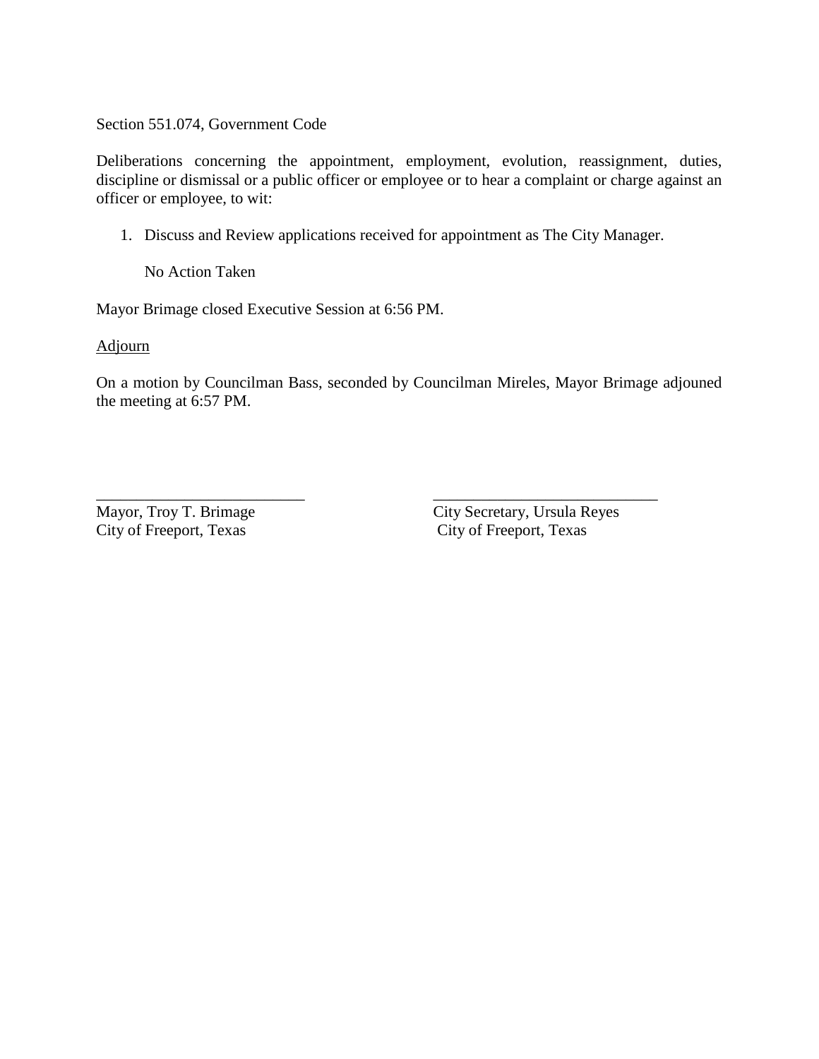Section 551.074, Government Code

Deliberations concerning the appointment, employment, evolution, reassignment, duties, discipline or dismissal or a public officer or employee or to hear a complaint or charge against an officer or employee, to wit:

1. Discuss and Review applications received for appointment as The City Manager.

   No Action Taken

Mayor Brimage closed Executive Session at 6:56 PM.

Adjourn

On a motion by Councilman Bass, seconded by Councilman Mireles, Mayor Brimage adjouned the meeting at 6:57 PM.

___________________________
Mayor, Troy T. Brimage
City of Freeport, Texas

_____________________________
City Secretary, Ursula Reyes
City of Freeport, Texas